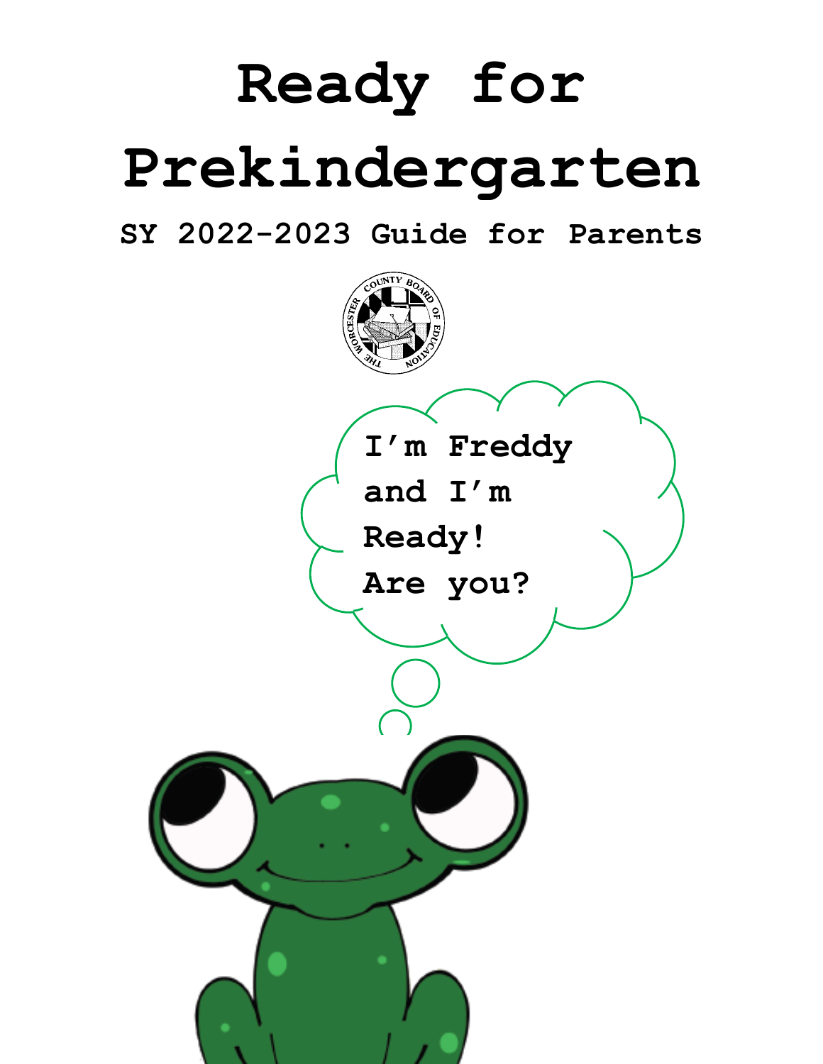# Ready for Prekindergarten

## SY 2022-2023 Guide for Parents

I'm Freddy and I'm Ready! Are you?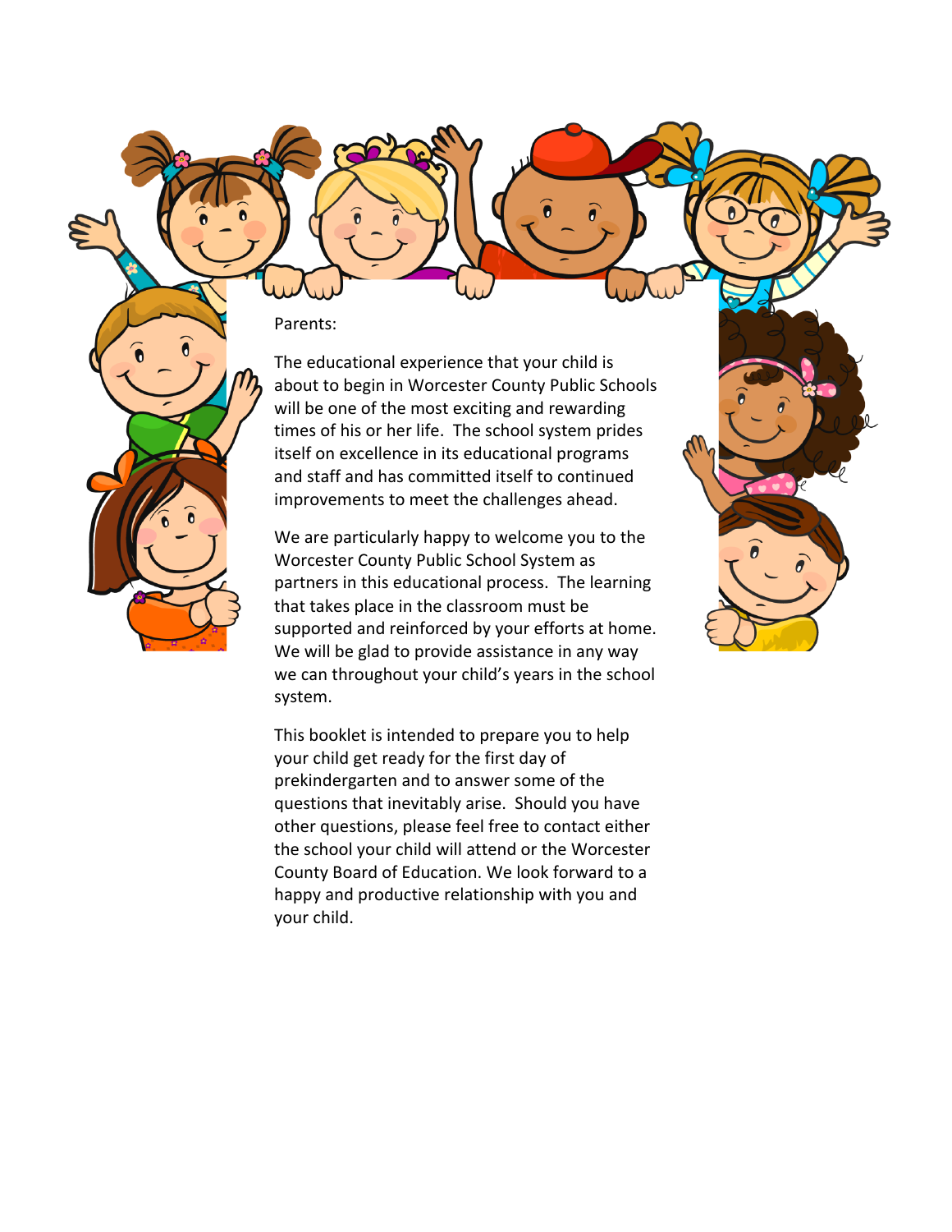Parents:

The educational experience that your child is about to begin in Worcester County Public Schools will be one of the most exciting and rewarding times of his or her life. The school system prides itself on excellence in its educational programs and staff and has committed itself to continued improvements to meet the challenges ahead.

We are particularly happy to welcome you to the Worcester County Public School System as partners in this educational process. The learning that takes place in the classroom must be supported and reinforced by your efforts at home. We will be glad to provide assistance in any way we can throughout your child's years in the school system.

This booklet is intended to prepare you to help your child get ready for the first day of prekindergarten and to answer some of the questions that inevitably arise. Should you have other questions, please feel free to contact either the school your child will attend or the Worcester County Board of Education. We look forward to a happy and productive relationship with you and your child.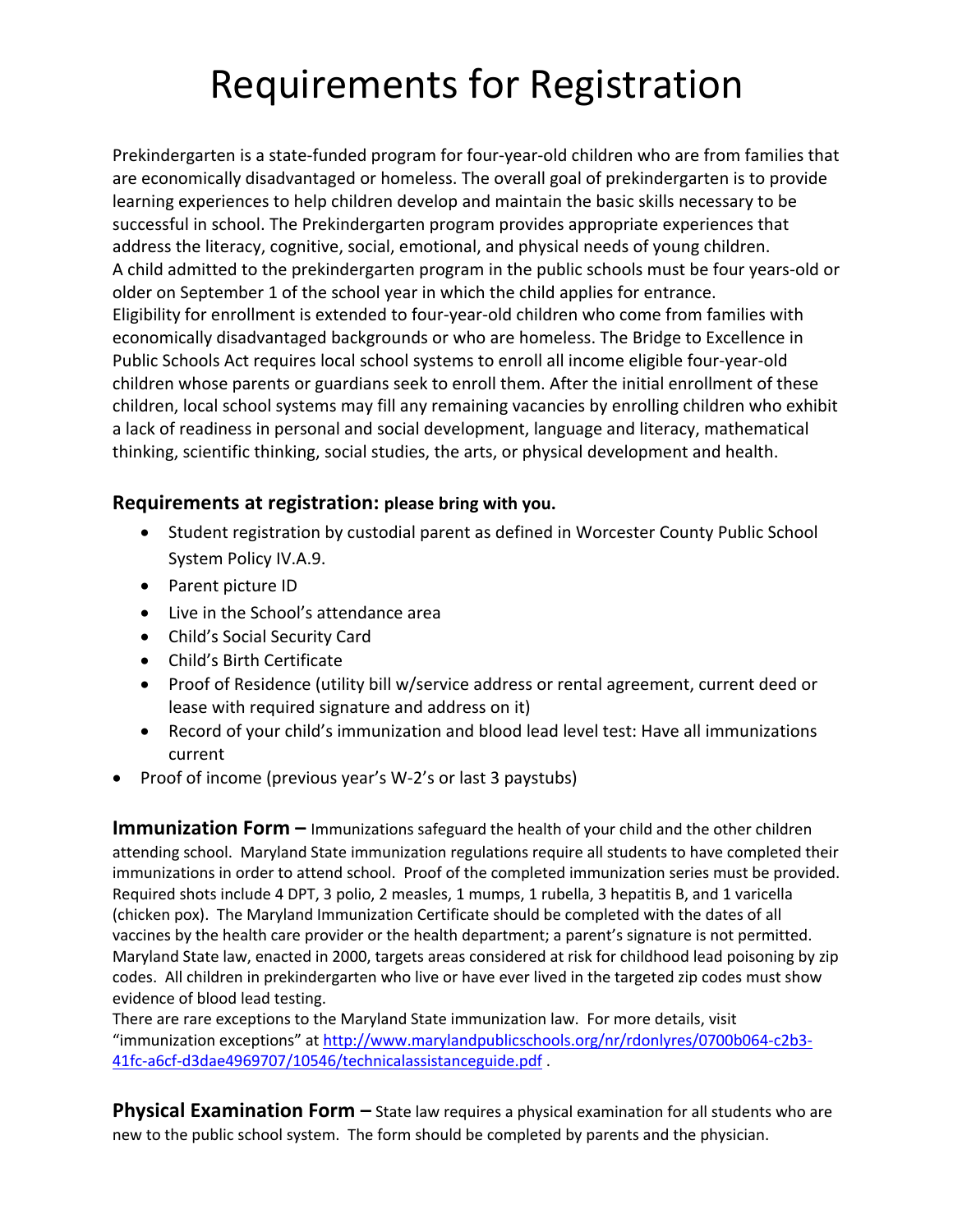# Requirements for Registration

Prekindergarten is a state-funded program for four-year-old children who are from families that are economically disadvantaged or homeless. The overall goal of prekindergarten is to provide learning experiences to help children develop and maintain the basic skills necessary to be successful in school. The Prekindergarten program provides appropriate experiences that address the literacy, cognitive, social, emotional, and physical needs of young children.
A child admitted to the prekindergarten program in the public schools must be four years-old or older on September 1 of the school year in which the child applies for entrance.
Eligibility for enrollment is extended to four-year-old children who come from families with economically disadvantaged backgrounds or who are homeless. The Bridge to Excellence in Public Schools Act requires local school systems to enroll all income eligible four-year-old children whose parents or guardians seek to enroll them. After the initial enrollment of these children, local school systems may fill any remaining vacancies by enrolling children who exhibit a lack of readiness in personal and social development, language and literacy, mathematical thinking, scientific thinking, social studies, the arts, or physical development and health.

### Requirements at registration: please bring with you.

- Student registration by custodial parent as defined in Worcester County Public School System Policy IV.A.9.
- Parent picture ID
- Live in the School's attendance area
- Child's Social Security Card
- Child's Birth Certificate
- Proof of Residence (utility bill w/service address or rental agreement, current deed or lease with required signature and address on it)
- Record of your child's immunization and blood lead level test: Have all immunizations current
- Proof of income (previous year's W-2's or last 3 paystubs)

**Immunization Form –** Immunizations safeguard the health of your child and the other children attending school. Maryland State immunization regulations require all students to have completed their immunizations in order to attend school. Proof of the completed immunization series must be provided. Required shots include 4 DPT, 3 polio, 2 measles, 1 mumps, 1 rubella, 3 hepatitis B, and 1 varicella (chicken pox). The Maryland Immunization Certificate should be completed with the dates of all vaccines by the health care provider or the health department; a parent's signature is not permitted. Maryland State law, enacted in 2000, targets areas considered at risk for childhood lead poisoning by zip codes. All children in prekindergarten who live or have ever lived in the targeted zip codes must show evidence of blood lead testing.
There are rare exceptions to the Maryland State immunization law. For more details, visit "immunization exceptions" at http://www.marylandpublicschools.org/nr/rdonlyres/0700b064-c2b3-41fc-a6cf-d3dae4969707/10546/technicalassistanceguide.pdf .

**Physical Examination Form –** State law requires a physical examination for all students who are new to the public school system. The form should be completed by parents and the physician.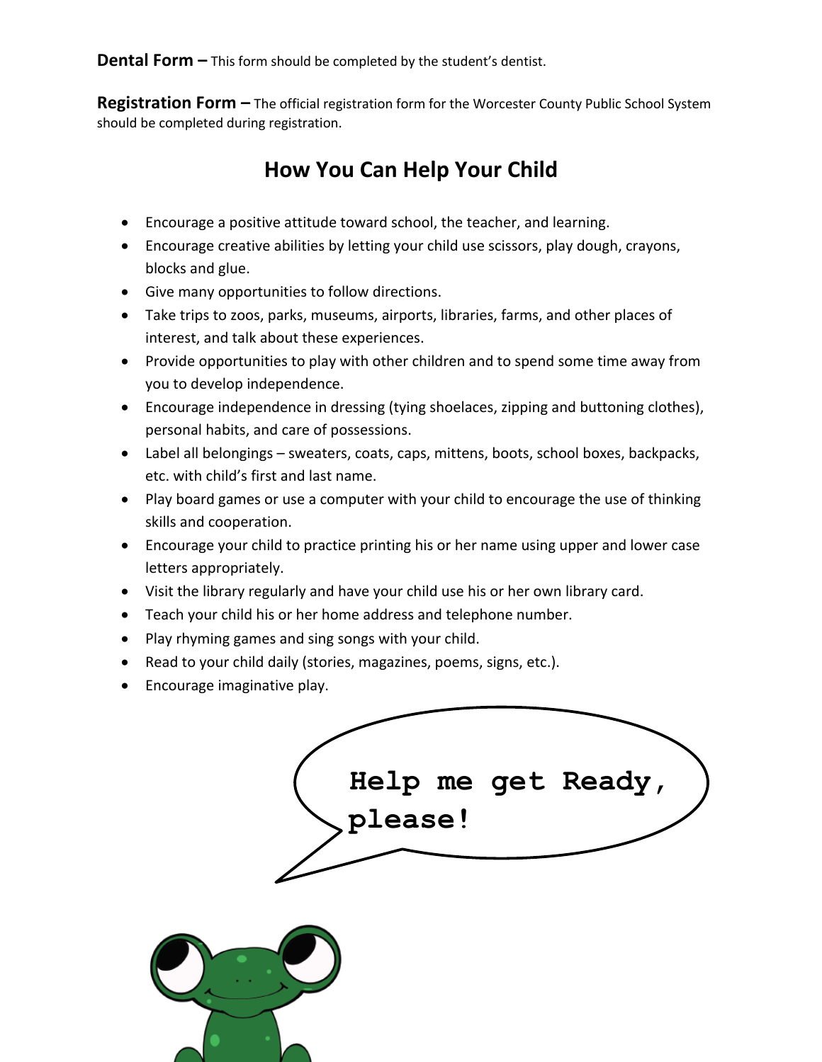**Dental Form –** This form should be completed by the student's dentist.

**Registration Form –** The official registration form for the Worcester County Public School System should be completed during registration.

## How You Can Help Your Child

- Encourage a positive attitude toward school, the teacher, and learning.
- Encourage creative abilities by letting your child use scissors, play dough, crayons, blocks and glue.
- Give many opportunities to follow directions.
- Take trips to zoos, parks, museums, airports, libraries, farms, and other places of interest, and talk about these experiences.
- Provide opportunities to play with other children and to spend some time away from you to develop independence.
- Encourage independence in dressing (tying shoelaces, zipping and buttoning clothes), personal habits, and care of possessions.
- Label all belongings – sweaters, coats, caps, mittens, boots, school boxes, backpacks, etc. with child's first and last name.
- Play board games or use a computer with your child to encourage the use of thinking skills and cooperation.
- Encourage your child to practice printing his or her name using upper and lower case letters appropriately.
- Visit the library regularly and have your child use his or her own library card.
- Teach your child his or her home address and telephone number.
- Play rhyming games and sing songs with your child.
- Read to your child daily (stories, magazines, poems, signs, etc.).
- Encourage imaginative play.

Help me get Ready, please!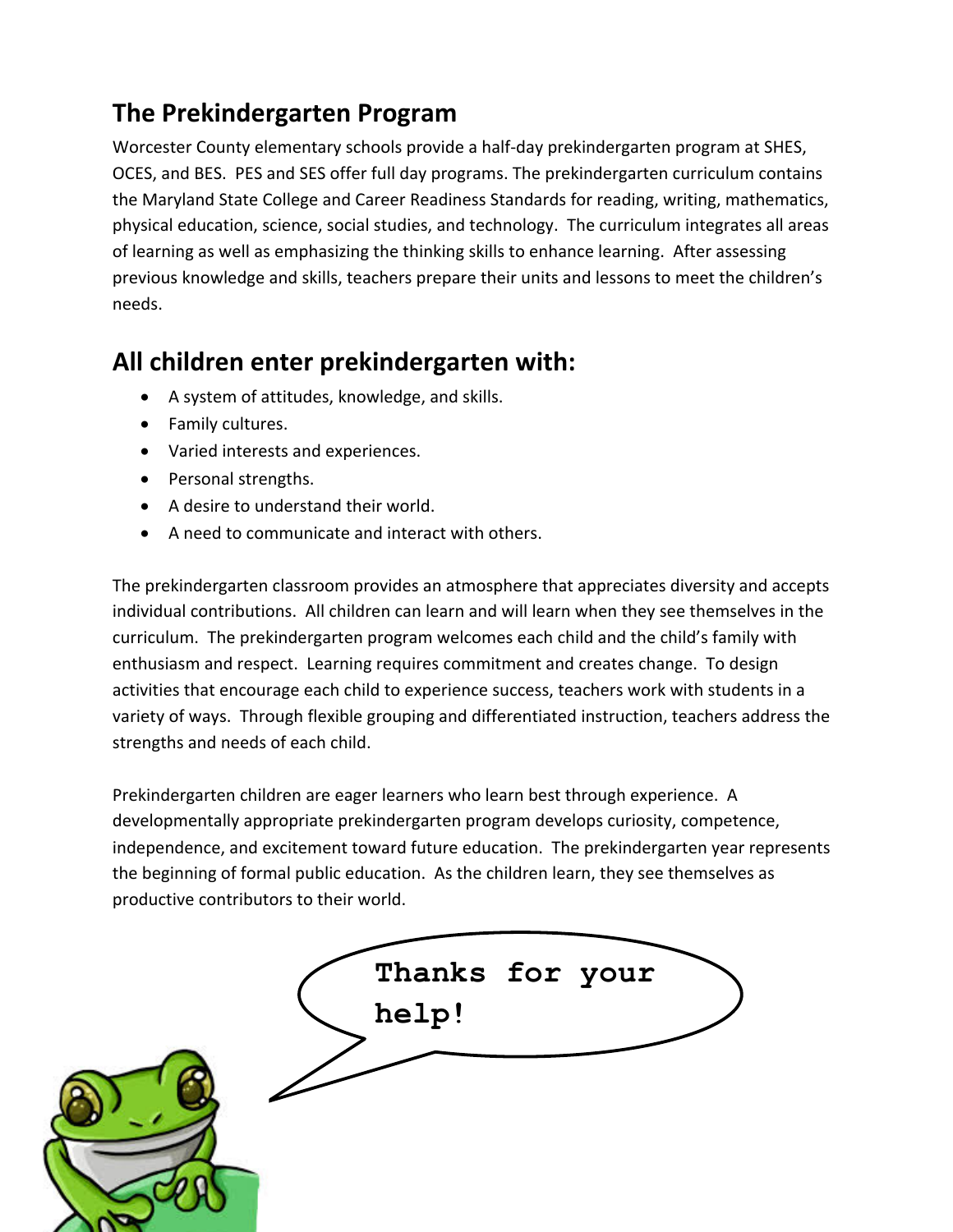## The Prekindergarten Program

Worcester County elementary schools provide a half-day prekindergarten program at SHES, OCES, and BES. PES and SES offer full day programs. The prekindergarten curriculum contains the Maryland State College and Career Readiness Standards for reading, writing, mathematics, physical education, science, social studies, and technology. The curriculum integrates all areas of learning as well as emphasizing the thinking skills to enhance learning. After assessing previous knowledge and skills, teachers prepare their units and lessons to meet the children's needs.

## All children enter prekindergarten with:

- A system of attitudes, knowledge, and skills.
- Family cultures.
- Varied interests and experiences.
- Personal strengths.
- A desire to understand their world.
- A need to communicate and interact with others.

The prekindergarten classroom provides an atmosphere that appreciates diversity and accepts individual contributions. All children can learn and will learn when they see themselves in the curriculum. The prekindergarten program welcomes each child and the child's family with enthusiasm and respect. Learning requires commitment and creates change. To design activities that encourage each child to experience success, teachers work with students in a variety of ways. Through flexible grouping and differentiated instruction, teachers address the strengths and needs of each child.

Prekindergarten children are eager learners who learn best through experience. A developmentally appropriate prekindergarten program develops curiosity, competence, independence, and excitement toward future education. The prekindergarten year represents the beginning of formal public education. As the children learn, they see themselves as productive contributors to their world.

**Thanks for your help!**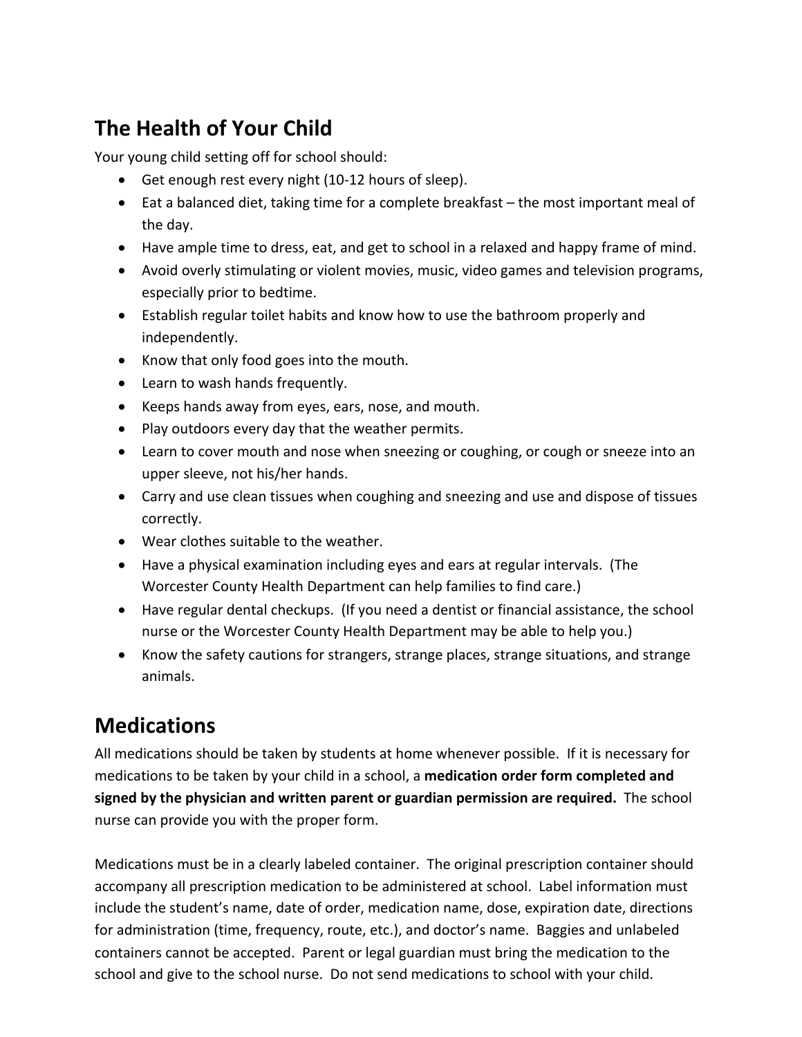## The Health of Your Child

Your young child setting off for school should:

- Get enough rest every night (10-12 hours of sleep).
- Eat a balanced diet, taking time for a complete breakfast – the most important meal of the day.
- Have ample time to dress, eat, and get to school in a relaxed and happy frame of mind.
- Avoid overly stimulating or violent movies, music, video games and television programs, especially prior to bedtime.
- Establish regular toilet habits and know how to use the bathroom properly and independently.
- Know that only food goes into the mouth.
- Learn to wash hands frequently.
- Keeps hands away from eyes, ears, nose, and mouth.
- Play outdoors every day that the weather permits.
- Learn to cover mouth and nose when sneezing or coughing, or cough or sneeze into an upper sleeve, not his/her hands.
- Carry and use clean tissues when coughing and sneezing and use and dispose of tissues correctly.
- Wear clothes suitable to the weather.
- Have a physical examination including eyes and ears at regular intervals. (The Worcester County Health Department can help families to find care.)
- Have regular dental checkups. (If you need a dentist or financial assistance, the school nurse or the Worcester County Health Department may be able to help you.)
- Know the safety cautions for strangers, strange places, strange situations, and strange animals.

# Medications

All medications should be taken by students at home whenever possible. If it is necessary for medications to be taken by your child in a school, a **medication order form completed and signed by the physician and written parent or guardian permission are required.** The school nurse can provide you with the proper form.

Medications must be in a clearly labeled container. The original prescription container should accompany all prescription medication to be administered at school. Label information must include the student's name, date of order, medication name, dose, expiration date, directions for administration (time, frequency, route, etc.), and doctor's name. Baggies and unlabeled containers cannot be accepted. Parent or legal guardian must bring the medication to the school and give to the school nurse. Do not send medications to school with your child.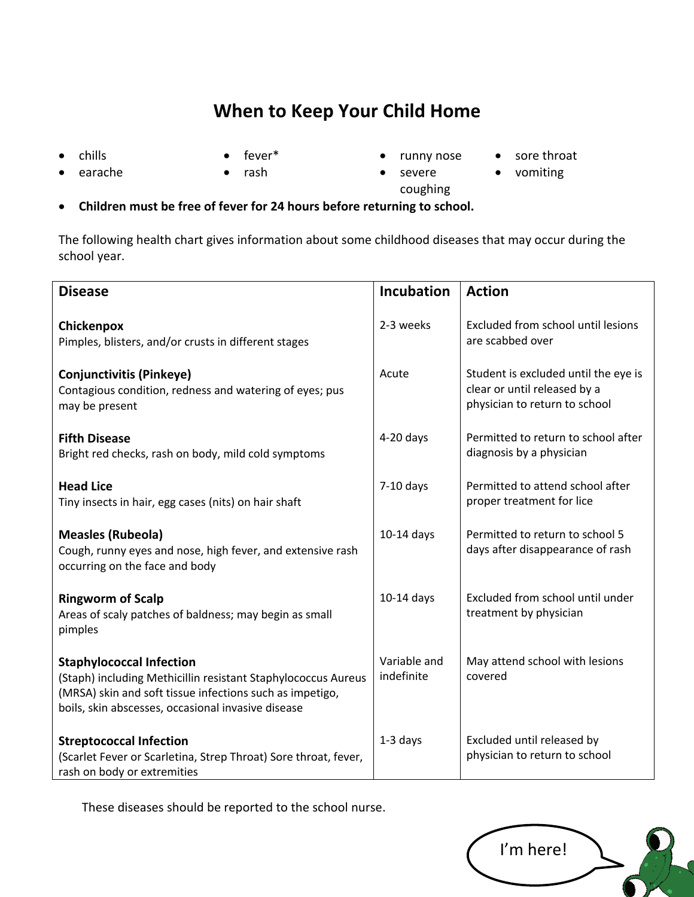# When to Keep Your Child Home

- chills
- earache
- fever*
- rash
- runny nose
- severe coughing
- sore throat
- vomiting
- **Children must be free of fever for 24 hours before returning to school.**

The following health chart gives information about some childhood diseases that may occur during the school year.

| Disease | Incubation | Action |
|---|---|---|
| **Chickenpox**<br>Pimples, blisters, and/or crusts in different stages | 2-3 weeks | Excluded from school until lesions are scabbed over |
| **Conjunctivitis (Pinkeye)**<br>Contagious condition, redness and watering of eyes; pus may be present | Acute | Student is excluded until the eye is clear or until released by a physician to return to school |
| **Fifth Disease**<br>Bright red checks, rash on body, mild cold symptoms | 4-20 days | Permitted to return to school after diagnosis by a physician |
| **Head Lice**<br>Tiny insects in hair, egg cases (nits) on hair shaft | 7-10 days | Permitted to attend school after proper treatment for lice |
| **Measles (Rubeola)**<br>Cough, runny eyes and nose, high fever, and extensive rash occurring on the face and body | 10-14 days | Permitted to return to school 5 days after disappearance of rash |
| **Ringworm of Scalp**<br>Areas of scaly patches of baldness; may begin as small pimples | 10-14 days | Excluded from school until under treatment by physician |
| **Staphylococcal Infection**<br>(Staph) including Methicillin resistant Staphylococcus Aureus (MRSA) skin and soft tissue infections such as impetigo, boils, skin abscesses, occasional invasive disease | Variable and indefinite | May attend school with lesions covered |
| **Streptococcal Infection**<br>(Scarlet Fever or Scarletina, Strep Throat) Sore throat, fever, rash on body or extremities | 1-3 days | Excluded until released by physician to return to school |

These diseases should be reported to the school nurse.

I'm here!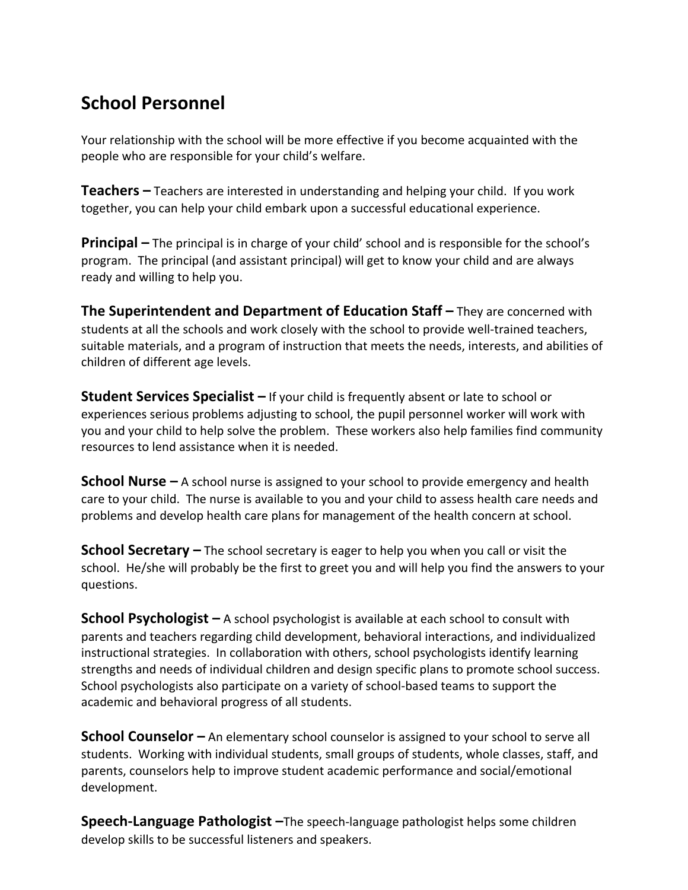## School Personnel

Your relationship with the school will be more effective if you become acquainted with the people who are responsible for your child's welfare.

**Teachers –** Teachers are interested in understanding and helping your child. If you work together, you can help your child embark upon a successful educational experience.

**Principal –** The principal is in charge of your child' school and is responsible for the school's program. The principal (and assistant principal) will get to know your child and are always ready and willing to help you.

**The Superintendent and Department of Education Staff –** They are concerned with students at all the schools and work closely with the school to provide well-trained teachers, suitable materials, and a program of instruction that meets the needs, interests, and abilities of children of different age levels.

**Student Services Specialist –** If your child is frequently absent or late to school or experiences serious problems adjusting to school, the pupil personnel worker will work with you and your child to help solve the problem. These workers also help families find community resources to lend assistance when it is needed.

**School Nurse –** A school nurse is assigned to your school to provide emergency and health care to your child. The nurse is available to you and your child to assess health care needs and problems and develop health care plans for management of the health concern at school.

**School Secretary –** The school secretary is eager to help you when you call or visit the school. He/she will probably be the first to greet you and will help you find the answers to your questions.

**School Psychologist –** A school psychologist is available at each school to consult with parents and teachers regarding child development, behavioral interactions, and individualized instructional strategies. In collaboration with others, school psychologists identify learning strengths and needs of individual children and design specific plans to promote school success. School psychologists also participate on a variety of school-based teams to support the academic and behavioral progress of all students.

**School Counselor –** An elementary school counselor is assigned to your school to serve all students. Working with individual students, small groups of students, whole classes, staff, and parents, counselors help to improve student academic performance and social/emotional development.

**Speech-Language Pathologist –**The speech-language pathologist helps some children develop skills to be successful listeners and speakers.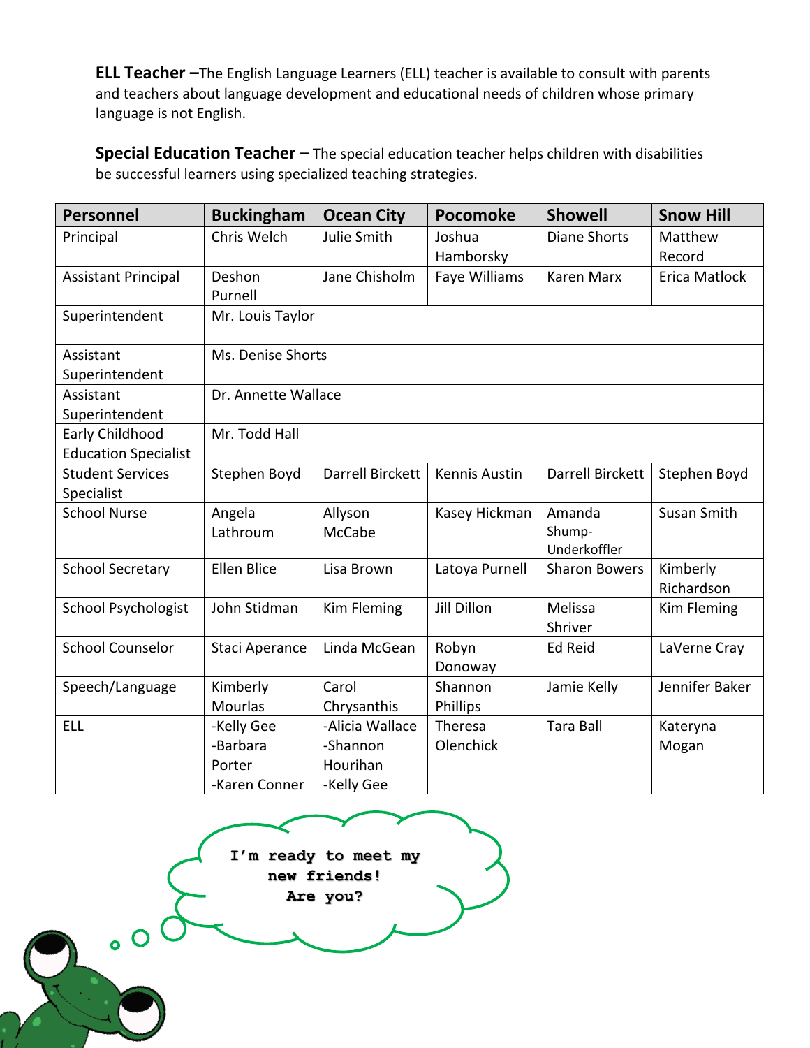**ELL Teacher –** The English Language Learners (ELL) teacher is available to consult with parents and teachers about language development and educational needs of children whose primary language is not English.

**Special Education Teacher –** The special education teacher helps children with disabilities be successful learners using specialized teaching strategies.

| Personnel | Buckingham | Ocean City | Pocomoke | Showell | Snow Hill |
|---|---|---|---|---|---|
| Principal | Chris Welch | Julie Smith | Joshua Hamborsky | Diane Shorts | Matthew Record |
| Assistant Principal | Deshon Purnell | Jane Chisholm | Faye Williams | Karen Marx | Erica Matlock |
| Superintendent | Mr. Louis Taylor | | | | |
| Assistant Superintendent | Ms. Denise Shorts | | | | |
| Assistant Superintendent | Dr. Annette Wallace | | | | |
| Early Childhood Education Specialist | Mr. Todd Hall | | | | |
| Student Services Specialist | Stephen Boyd | Darrell Birckett | Kennis Austin | Darrell Birckett | Stephen Boyd |
| School Nurse | Angela Lathroum | Allyson McCabe | Kasey Hickman | Amanda Shump-Underkoffler | Susan Smith |
| School Secretary | Ellen Blice | Lisa Brown | Latoya Purnell | Sharon Bowers | Kimberly Richardson |
| School Psychologist | John Stidman | Kim Fleming | Jill Dillon | Melissa Shriver | Kim Fleming |
| School Counselor | Staci Aperance | Linda McGean | Robyn Donoway | Ed Reid | LaVerne Cray |
| Speech/Language | Kimberly Mourlas | Carol Chrysanthis | Shannon Phillips | Jamie Kelly | Jennifer Baker |
| ELL | -Kelly Gee<br>-Barbara Porter<br>-Karen Conner | -Alicia Wallace<br>-Shannon Hourihan<br>-Kelly Gee | Theresa Olenchick | Tara Ball | Kateryna Mogan |

I'm ready to meet my new friends! Are you?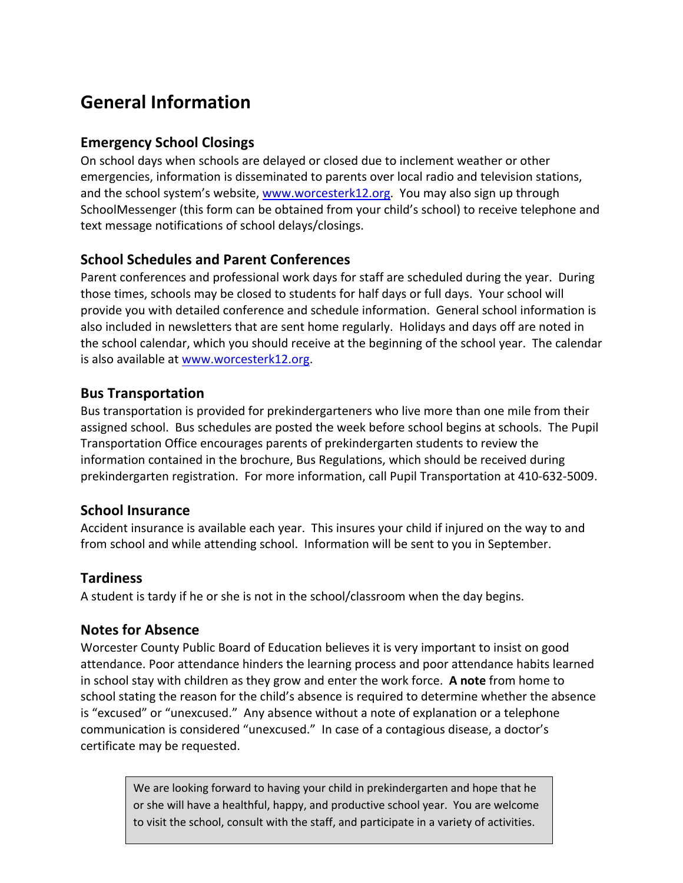# General Information

## Emergency School Closings

On school days when schools are delayed or closed due to inclement weather or other emergencies, information is disseminated to parents over local radio and television stations, and the school system's website, www.worcesterk12.org. You may also sign up through SchoolMessenger (this form can be obtained from your child's school) to receive telephone and text message notifications of school delays/closings.

## School Schedules and Parent Conferences

Parent conferences and professional work days for staff are scheduled during the year. During those times, schools may be closed to students for half days or full days. Your school will provide you with detailed conference and schedule information. General school information is also included in newsletters that are sent home regularly. Holidays and days off are noted in the school calendar, which you should receive at the beginning of the school year. The calendar is also available at www.worcesterk12.org.

## Bus Transportation

Bus transportation is provided for prekindergarteners who live more than one mile from their assigned school. Bus schedules are posted the week before school begins at schools. The Pupil Transportation Office encourages parents of prekindergarten students to review the information contained in the brochure, Bus Regulations, which should be received during prekindergarten registration. For more information, call Pupil Transportation at 410-632-5009.

## School Insurance

Accident insurance is available each year. This insures your child if injured on the way to and from school and while attending school. Information will be sent to you in September.

## Tardiness

A student is tardy if he or she is not in the school/classroom when the day begins.

## Notes for Absence

Worcester County Public Board of Education believes it is very important to insist on good attendance. Poor attendance hinders the learning process and poor attendance habits learned in school stay with children as they grow and enter the work force. **A note** from home to school stating the reason for the child's absence is required to determine whether the absence is "excused" or "unexcused." Any absence without a note of explanation or a telephone communication is considered "unexcused." In case of a contagious disease, a doctor's certificate may be requested.

> We are looking forward to having your child in prekindergarten and hope that he or she will have a healthful, happy, and productive school year. You are welcome to visit the school, consult with the staff, and participate in a variety of activities.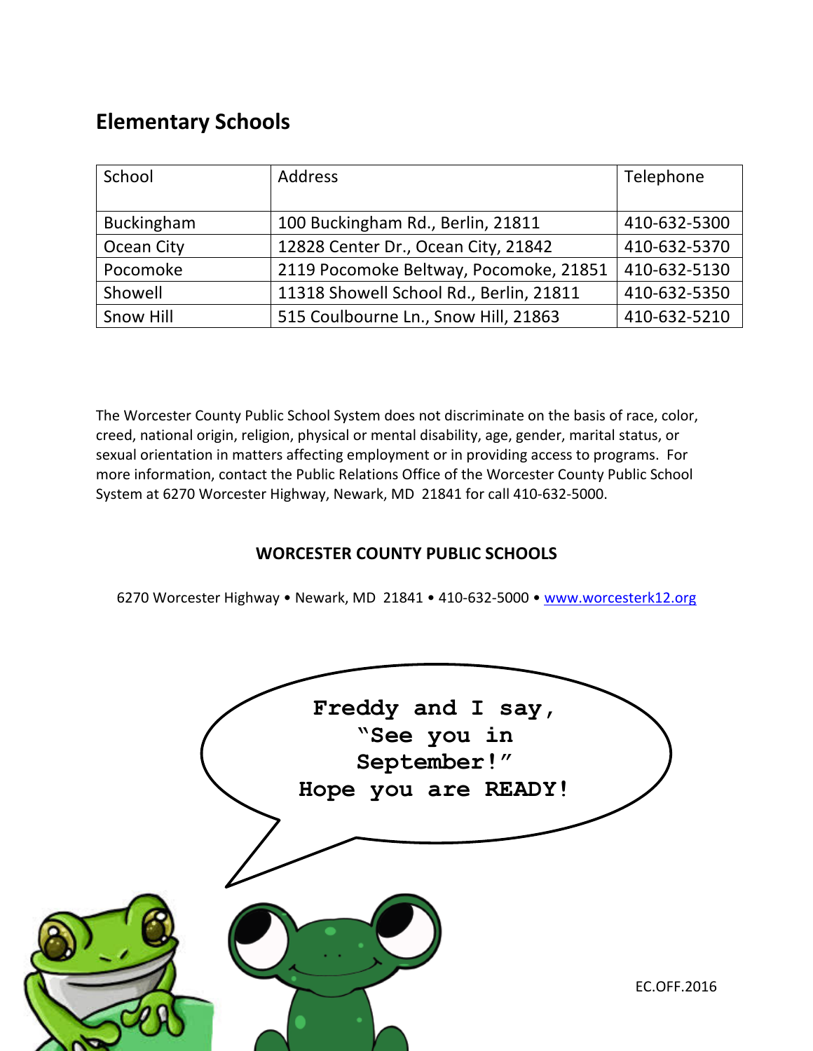## Elementary Schools

| School | Address | Telephone |
| --- | --- | --- |
| Buckingham | 100 Buckingham Rd., Berlin, 21811 | 410-632-5300 |
| Ocean City | 12828 Center Dr., Ocean City, 21842 | 410-632-5370 |
| Pocomoke | 2119 Pocomoke Beltway, Pocomoke, 21851 | 410-632-5130 |
| Showell | 11318 Showell School Rd., Berlin, 21811 | 410-632-5350 |
| Snow Hill | 515 Coulbourne Ln., Snow Hill, 21863 | 410-632-5210 |

The Worcester County Public School System does not discriminate on the basis of race, color, creed, national origin, religion, physical or mental disability, age, gender, marital status, or sexual orientation in matters affecting employment or in providing access to programs. For more information, contact the Public Relations Office of the Worcester County Public School System at 6270 Worcester Highway, Newark, MD 21841 for call 410-632-5000.

**WORCESTER COUNTY PUBLIC SCHOOLS**

6270 Worcester Highway • Newark, MD 21841 • 410-632-5000 • www.worcesterk12.org

**Freddy and I say, "See you in September!" Hope you are READY!**

EC.OFF.2016